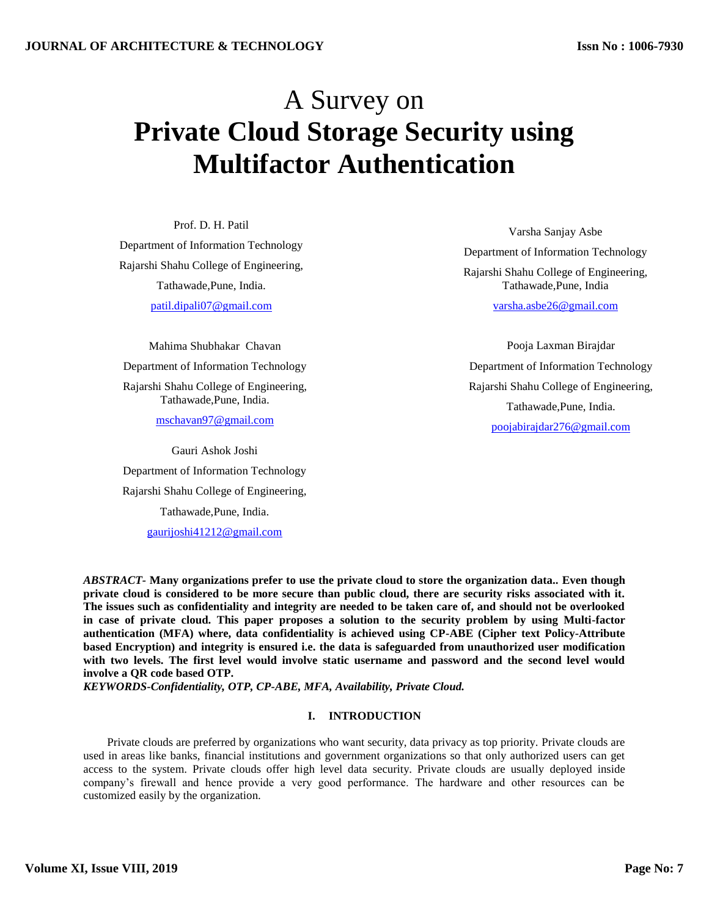# A Survey on
# Private Cloud Storage Security using Multifactor Authentication

Prof. D. H. Patil
Department of Information Technology
Rajarshi Shahu College of Engineering,
Tathawade,Pune, India.
patil.dipali07@gmail.com

Varsha Sanjay Asbe
Department of Information Technology
Rajarshi Shahu College of Engineering,
Tathawade,Pune, India
varsha.asbe26@gmail.com

Mahima Shubhakar Chavan
Department of Information Technology
Rajarshi Shahu College of Engineering,
Tathawade,Pune, India.
mschavan97@gmail.com

Pooja Laxman Birajdar
Department of Information Technology
Rajarshi Shahu College of Engineering,
Tathawade,Pune, India.
poojabirajdar276@gmail.com

Gauri Ashok Joshi
Department of Information Technology
Rajarshi Shahu College of Engineering,
Tathawade,Pune, India.
gaurijoshi41212@gmail.com

***ABSTRACT-*** **Many organizations prefer to use the private cloud to store the organization data.. Even though private cloud is considered to be more secure than public cloud, there are security risks associated with it. The issues such as confidentiality and integrity are needed to be taken care of, and should not be overlooked in case of private cloud. This paper proposes a solution to the security problem by using Multi-factor authentication (MFA) where, data confidentiality is achieved using CP-ABE (Cipher text Policy-Attribute based Encryption) and integrity is ensured i.e. the data is safeguarded from unauthorized user modification with two levels. The first level would involve static username and password and the second level would involve a QR code based OTP.**

***KEYWORDS-Confidentiality, OTP, CP-ABE, MFA, Availability, Private Cloud.***

## I. INTRODUCTION

Private clouds are preferred by organizations who want security, data privacy as top priority. Private clouds are used in areas like banks, financial institutions and government organizations so that only authorized users can get access to the system. Private clouds offer high level data security. Private clouds are usually deployed inside company's firewall and hence provide a very good performance. The hardware and other resources can be customized easily by the organization.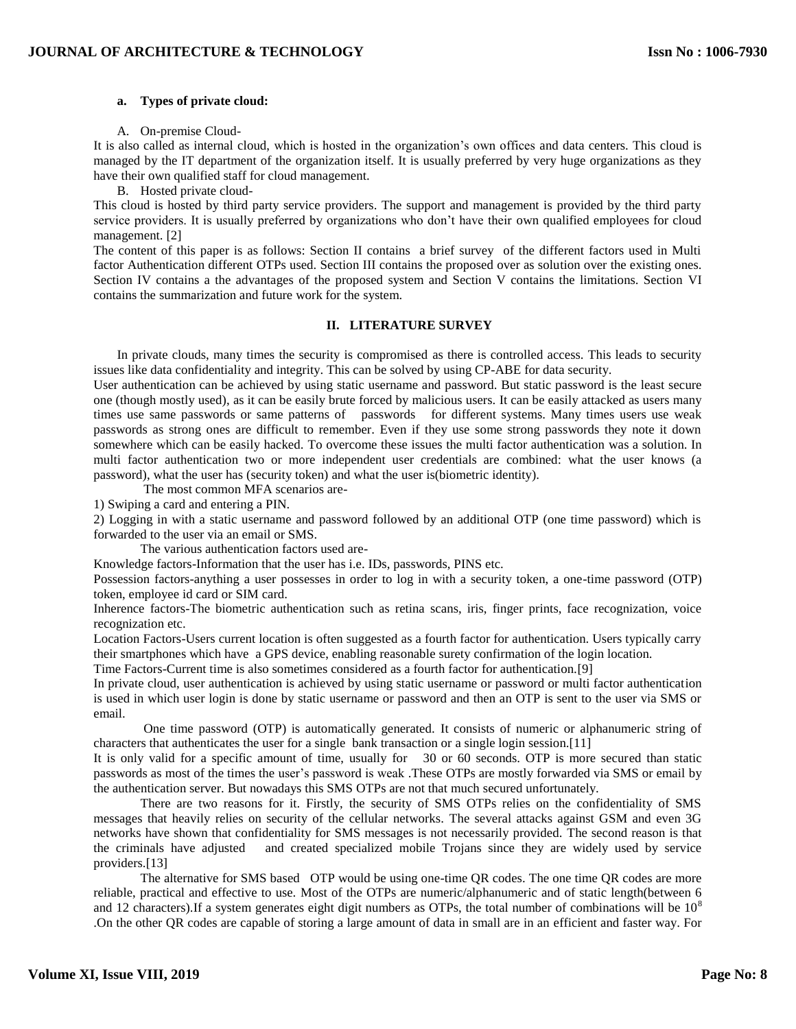#### a. Types of private cloud:

A. On-premise Cloud-

It is also called as internal cloud, which is hosted in the organization's own offices and data centers. This cloud is managed by the IT department of the organization itself. It is usually preferred by very huge organizations as they have their own qualified staff for cloud management.

B. Hosted private cloud-

This cloud is hosted by third party service providers. The support and management is provided by the third party service providers. It is usually preferred by organizations who don't have their own qualified employees for cloud management. [2]

The content of this paper is as follows: Section II contains a brief survey of the different factors used in Multi factor Authentication different OTPs used. Section III contains the proposed over as solution over the existing ones. Section IV contains a the advantages of the proposed system and Section V contains the limitations. Section VI contains the summarization and future work for the system.

## II. LITERATURE SURVEY

In private clouds, many times the security is compromised as there is controlled access. This leads to security issues like data confidentiality and integrity. This can be solved by using CP-ABE for data security.

User authentication can be achieved by using static username and password. But static password is the least secure one (though mostly used), as it can be easily brute forced by malicious users. It can be easily attacked as users many times use same passwords or same patterns of passwords for different systems. Many times users use weak passwords as strong ones are difficult to remember. Even if they use some strong passwords they note it down somewhere which can be easily hacked. To overcome these issues the multi factor authentication was a solution. In multi factor authentication two or more independent user credentials are combined: what the user knows (a password), what the user has (security token) and what the user is(biometric identity).

The most common MFA scenarios are-

1) Swiping a card and entering a PIN.

2) Logging in with a static username and password followed by an additional OTP (one time password) which is forwarded to the user via an email or SMS.

The various authentication factors used are-

Knowledge factors-Information that the user has i.e. IDs, passwords, PINS etc.

Possession factors-anything a user possesses in order to log in with a security token, a one-time password (OTP) token, employee id card or SIM card.

Inherence factors-The biometric authentication such as retina scans, iris, finger prints, face recognization, voice recognization etc.

Location Factors-Users current location is often suggested as a fourth factor for authentication. Users typically carry their smartphones which have a GPS device, enabling reasonable surety confirmation of the login location.

Time Factors-Current time is also sometimes considered as a fourth factor for authentication.[9]

In private cloud, user authentication is achieved by using static username or password or multi factor authentication is used in which user login is done by static username or password and then an OTP is sent to the user via SMS or email.

One time password (OTP) is automatically generated. It consists of numeric or alphanumeric string of characters that authenticates the user for a single bank transaction or a single login session.[11]

It is only valid for a specific amount of time, usually for 30 or 60 seconds. OTP is more secured than static passwords as most of the times the user's password is weak .These OTPs are mostly forwarded via SMS or email by the authentication server. But nowadays this SMS OTPs are not that much secured unfortunately.

There are two reasons for it. Firstly, the security of SMS OTPs relies on the confidentiality of SMS messages that heavily relies on security of the cellular networks. The several attacks against GSM and even 3G networks have shown that confidentiality for SMS messages is not necessarily provided. The second reason is that the criminals have adjusted and created specialized mobile Trojans since they are widely used by service providers.[13]

The alternative for SMS based OTP would be using one-time QR codes. The one time QR codes are more reliable, practical and effective to use. Most of the OTPs are numeric/alphanumeric and of static length(between 6 and 12 characters).If a system generates eight digit numbers as OTPs, the total number of combinations will be $10^8$ .On the other QR codes are capable of storing a large amount of data in small are in an efficient and faster way. For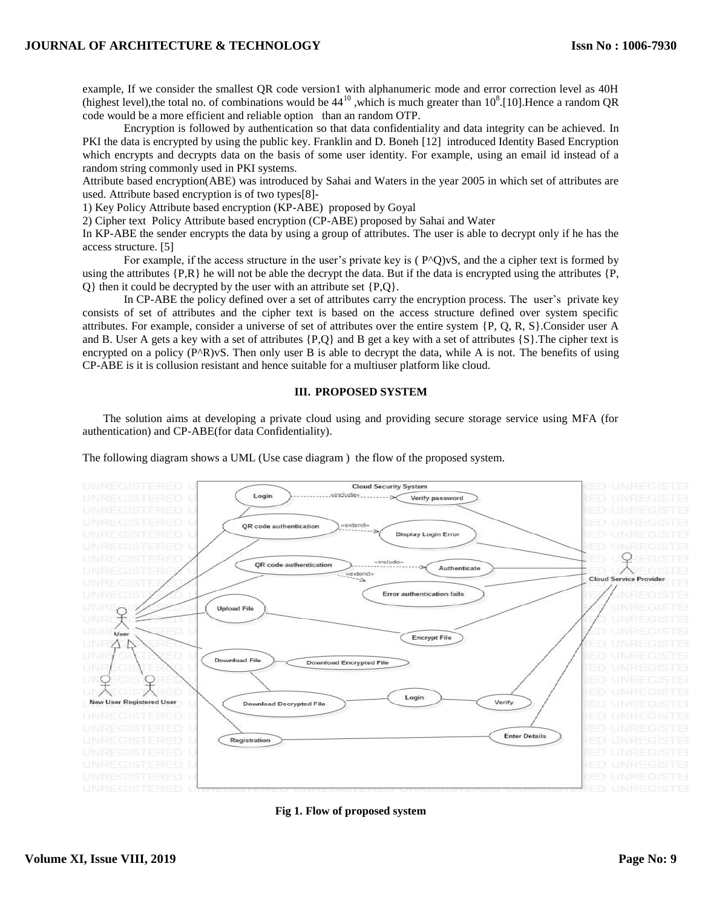example, If we consider the smallest QR code version1 with alphanumeric mode and error correction level as 40H (highest level),the total no. of combinations would be $44^{10}$ ,which is much greater than $10^8$.[10].Hence a random QR code would be a more efficient and reliable option than an random OTP.

Encryption is followed by authentication so that data confidentiality and data integrity can be achieved. In PKI the data is encrypted by using the public key. Franklin and D. Boneh [12] introduced Identity Based Encryption which encrypts and decrypts data on the basis of some user identity. For example, using an email id instead of a random string commonly used in PKI systems.

Attribute based encryption(ABE) was introduced by Sahai and Waters in the year 2005 in which set of attributes are used. Attribute based encryption is of two types[8]-

1) Key Policy Attribute based encryption (KP-ABE) proposed by Goyal
2) Cipher text Policy Attribute based encryption (CP-ABE) proposed by Sahai and Water

In KP-ABE the sender encrypts the data by using a group of attributes. The user is able to decrypt only if he has the access structure. [5]

For example, if the access structure in the user's private key is ( P^Q)vS, and the a cipher text is formed by using the attributes {P,R} he will not be able the decrypt the data. But if the data is encrypted using the attributes {P, Q} then it could be decrypted by the user with an attribute set {P,Q}.

In CP-ABE the policy defined over a set of attributes carry the encryption process. The user's private key consists of set of attributes and the cipher text is based on the access structure defined over system specific attributes. For example, consider a universe of set of attributes over the entire system {P, Q, R, S}.Consider user A and B. User A gets a key with a set of attributes {P,Q} and B get a key with a set of attributes {S}.The cipher text is encrypted on a policy (P^R)vS. Then only user B is able to decrypt the data, while A is not. The benefits of using CP-ABE is it is collusion resistant and hence suitable for a multiuser platform like cloud.

## III. PROPOSED SYSTEM

The solution aims at developing a private cloud using and providing secure storage service using MFA (for authentication) and CP-ABE(for data Confidentiality).

The following diagram shows a UML (Use case diagram ) the flow of the proposed system.

**Fig 1. Flow of proposed system**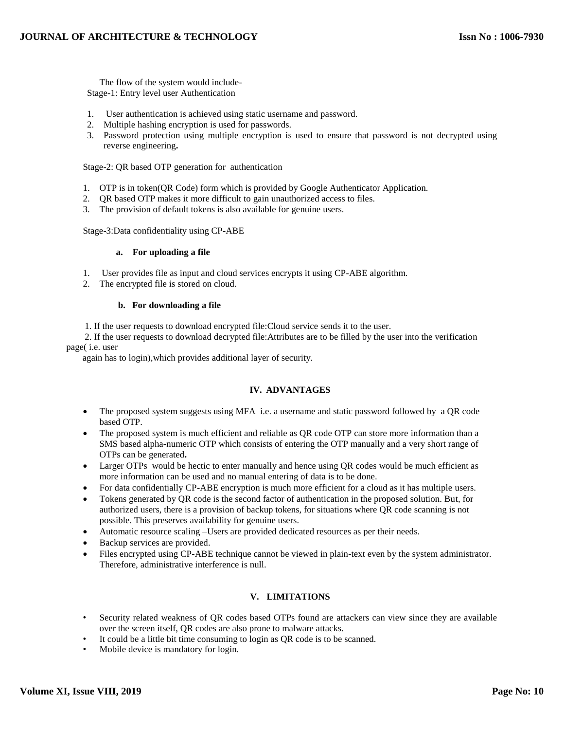The flow of the system would include-

Stage-1: Entry level user Authentication

1. User authentication is achieved using static username and password.
2. Multiple hashing encryption is used for passwords.
3. Password protection using multiple encryption is used to ensure that password is not decrypted using reverse engineering**.**

Stage-2: QR based OTP generation for authentication

1. OTP is in token(QR Code) form which is provided by Google Authenticator Application.
2. QR based OTP makes it more difficult to gain unauthorized access to files.
3. The provision of default tokens is also available for genuine users.

Stage-3:Data confidentiality using CP-ABE

**a. For uploading a file**

1. User provides file as input and cloud services encrypts it using CP-ABE algorithm.
2. The encrypted file is stored on cloud.

**b. For downloading a file**

1. If the user requests to download encrypted file:Cloud service sends it to the user.
2. If the user requests to download decrypted file:Attributes are to be filled by the user into the verification page( i.e. user again has to login),which provides additional layer of security.

## IV. ADVANTAGES

- The proposed system suggests using MFA i.e. a username and static password followed by a QR code based OTP.
- The proposed system is much efficient and reliable as QR code OTP can store more information than a SMS based alpha-numeric OTP which consists of entering the OTP manually and a very short range of OTPs can be generated**.**
- Larger OTPs would be hectic to enter manually and hence using QR codes would be much efficient as more information can be used and no manual entering of data is to be done.
- For data confidentially CP-ABE encryption is much more efficient for a cloud as it has multiple users.
- Tokens generated by QR code is the second factor of authentication in the proposed solution. But, for authorized users, there is a provision of backup tokens, for situations where QR code scanning is not possible. This preserves availability for genuine users.
- Automatic resource scaling –Users are provided dedicated resources as per their needs.
- Backup services are provided.
- Files encrypted using CP-ABE technique cannot be viewed in plain-text even by the system administrator. Therefore, administrative interference is null.

## V. LIMITATIONS

- Security related weakness of QR codes based OTPs found are attackers can view since they are available over the screen itself, QR codes are also prone to malware attacks.
- It could be a little bit time consuming to login as QR code is to be scanned.
- Mobile device is mandatory for login.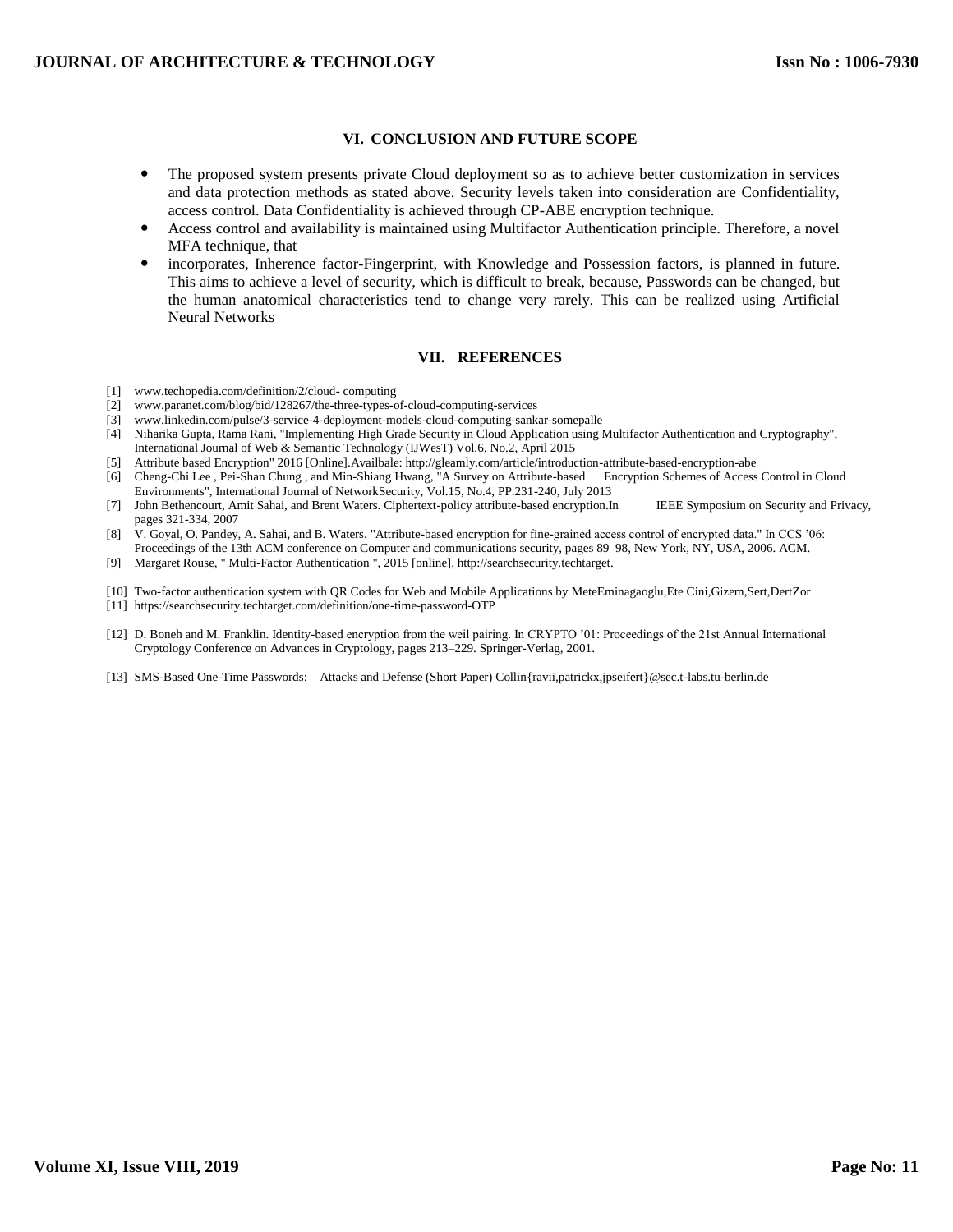## VI. CONCLUSION AND FUTURE SCOPE

- The proposed system presents private Cloud deployment so as to achieve better customization in services and data protection methods as stated above. Security levels taken into consideration are Confidentiality, access control. Data Confidentiality is achieved through CP-ABE encryption technique.
- Access control and availability is maintained using Multifactor Authentication principle. Therefore, a novel MFA technique, that
- incorporates, Inherence factor-Fingerprint, with Knowledge and Possession factors, is planned in future. This aims to achieve a level of security, which is difficult to break, because, Passwords can be changed, but the human anatomical characteristics tend to change very rarely. This can be realized using Artificial Neural Networks

## VII. REFERENCES

[1] www.techopedia.com/definition/2/cloud- computing

[2] www.paranet.com/blog/bid/128267/the-three-types-of-cloud-computing-services

[3] www.linkedin.com/pulse/3-service-4-deployment-models-cloud-computing-sankar-somepalle

[4] Niharika Gupta, Rama Rani, "Implementing High Grade Security in Cloud Application using Multifactor Authentication and Cryptography", International Journal of Web & Semantic Technology (IJWesT) Vol.6, No.2, April 2015

[5] Attribute based Encryption" 2016 [Online].Availbale: http://gleamly.com/article/introduction-attribute-based-encryption-abe

[6] Cheng-Chi Lee , Pei-Shan Chung , and Min-Shiang Hwang, "A Survey on Attribute-based Encryption Schemes of Access Control in Cloud Environments", International Journal of NetworkSecurity, Vol.15, No.4, PP.231-240, July 2013

[7] John Bethencourt, Amit Sahai, and Brent Waters. Ciphertext-policy attribute-based encryption.In IEEE Symposium on Security and Privacy, pages 321-334, 2007

[8] V. Goyal, O. Pandey, A. Sahai, and B. Waters. "Attribute-based encryption for fine-grained access control of encrypted data." In CCS '06: Proceedings of the 13th ACM conference on Computer and communications security, pages 89–98, New York, NY, USA, 2006. ACM.

[9] Margaret Rouse, " Multi-Factor Authentication ", 2015 [online], http://searchsecurity.techtarget.

[10] Two-factor authentication system with QR Codes for Web and Mobile Applications by MeteEminagaoglu,Ete Cini,Gizem,Sert,DertZor

[11] https://searchsecurity.techtarget.com/definition/one-time-password-OTP

[12] D. Boneh and M. Franklin. Identity-based encryption from the weil pairing. In CRYPTO '01: Proceedings of the 21st Annual International Cryptology Conference on Advances in Cryptology, pages 213–229. Springer-Verlag, 2001.

[13] SMS-Based One-Time Passwords: Attacks and Defense (Short Paper) Collin{ravii,patrickx,jpseifert}@sec.t-labs.tu-berlin.de